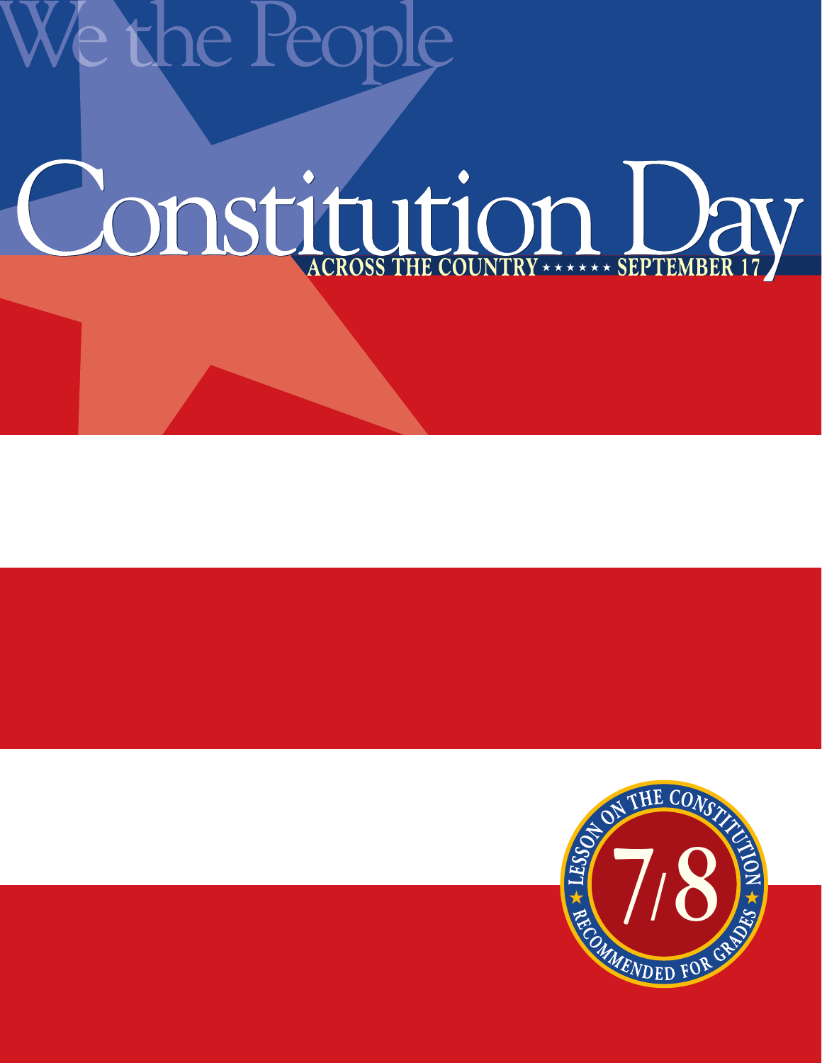We the People

# Constitution Day

**ACROSS THE COUNTRY ★★★★★★ SEPTEMBER 17**

LESSON ON THE CONSTITUTION

★ 7/8 ★

RECOMMENDED FOR GRADES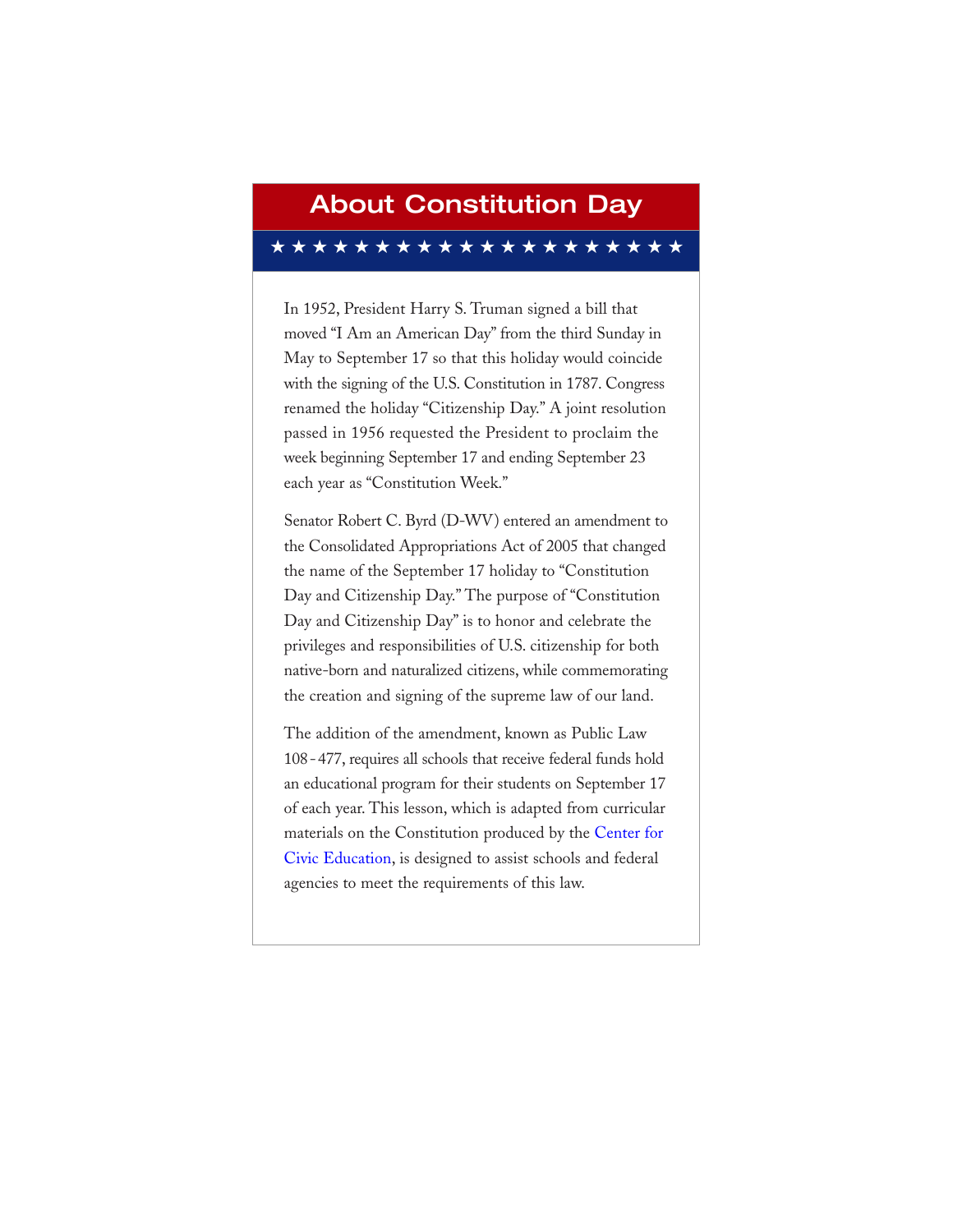# About Constitution Day

★ ★ ★ ★ ★ ★ ★ ★ ★ ★ ★ ★ ★ ★ ★ ★ ★ ★ ★ ★

In 1952, President Harry S. Truman signed a bill that moved "I Am an American Day" from the third Sunday in May to September 17 so that this holiday would coincide with the signing of the U.S. Constitution in 1787. Congress renamed the holiday "Citizenship Day." A joint resolution passed in 1956 requested the President to proclaim the week beginning September 17 and ending September 23 each year as "Constitution Week."

Senator Robert C. Byrd (D-WV) entered an amendment to the Consolidated Appropriations Act of 2005 that changed the name of the September 17 holiday to "Constitution Day and Citizenship Day." The purpose of "Constitution Day and Citizenship Day" is to honor and celebrate the privileges and responsibilities of U.S. citizenship for both native-born and naturalized citizens, while commemorating the creation and signing of the supreme law of our land.

The addition of the amendment, known as Public Law 108-477, requires all schools that receive federal funds hold an educational program for their students on September 17 of each year. This lesson, which is adapted from curricular materials on the Constitution produced by the Center for Civic Education, is designed to assist schools and federal agencies to meet the requirements of this law.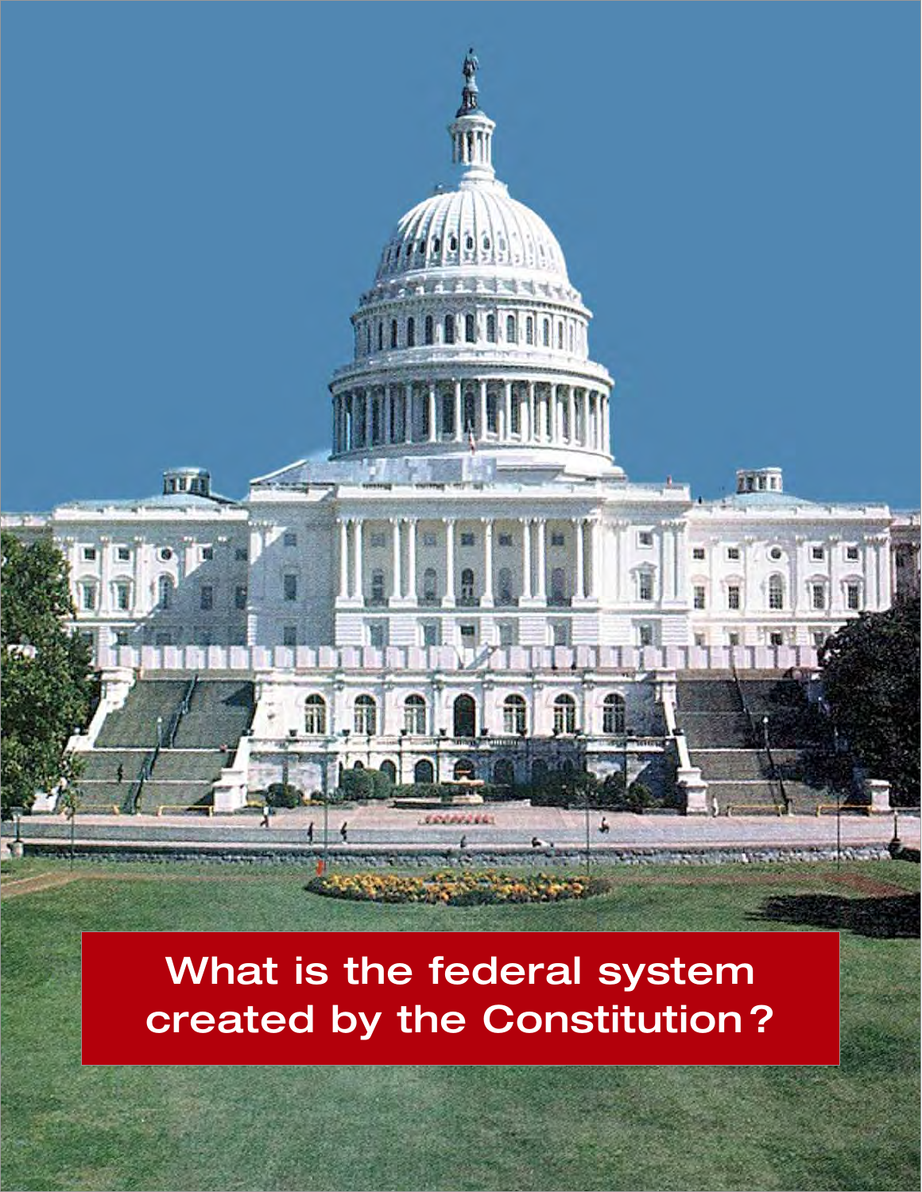# What is the federal system created by the Constitution?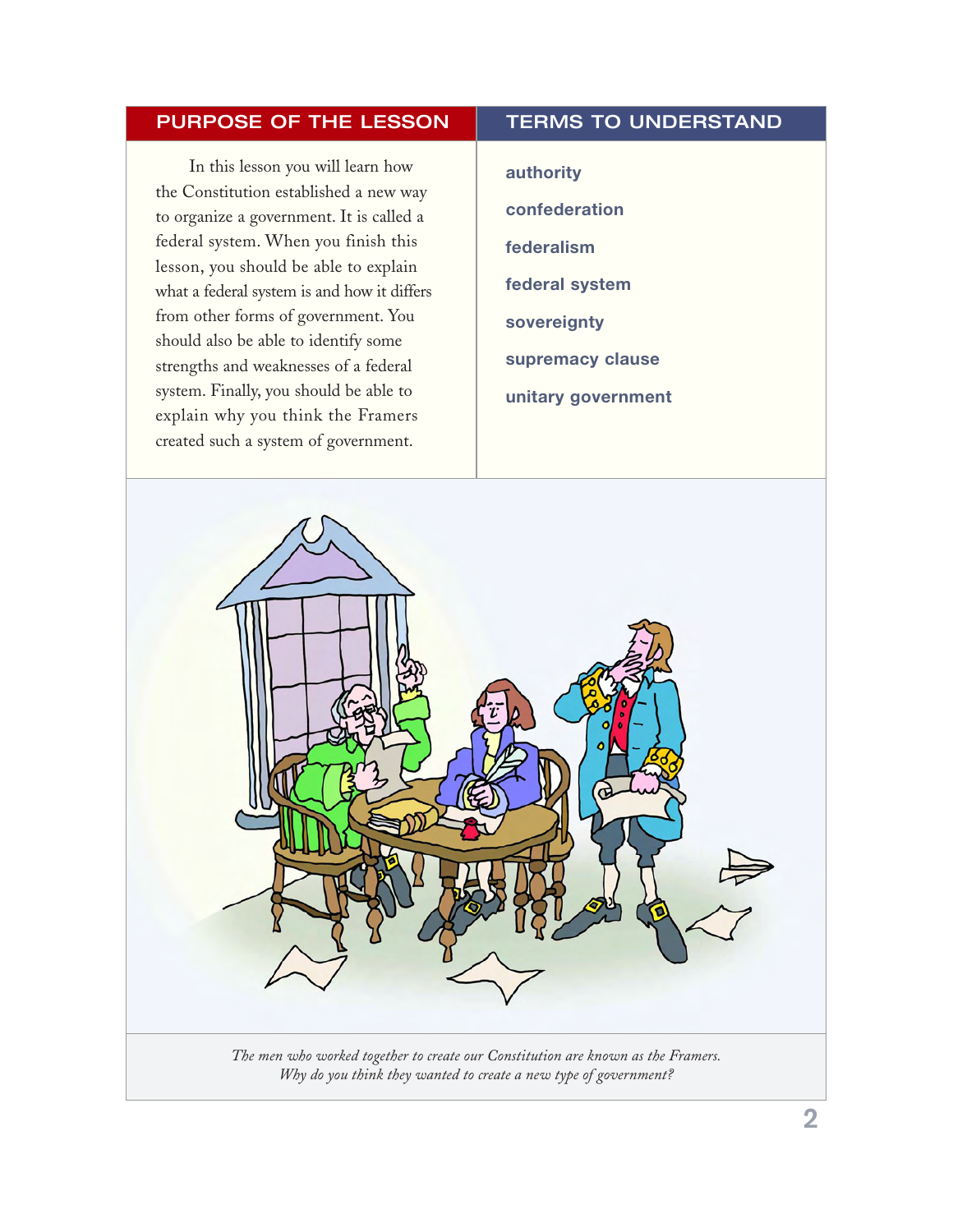## PURPOSE OF THE LESSON

In this lesson you will learn how the Constitution established a new way to organize a government. It is called a federal system. When you finish this lesson, you should be able to explain what a federal system is and how it differs from other forms of government. You should also be able to identify some strengths and weaknesses of a federal system. Finally, you should be able to explain why you think the Framers created such a system of government.

## TERMS TO UNDERSTAND

**authority**

**confederation**

**federalism**

**federal system**

**sovereignty**

**supremacy clause**

**unitary government**

*The men who worked together to create our Constitution are known as the Framers. Why do you think they wanted to create a new type of government?*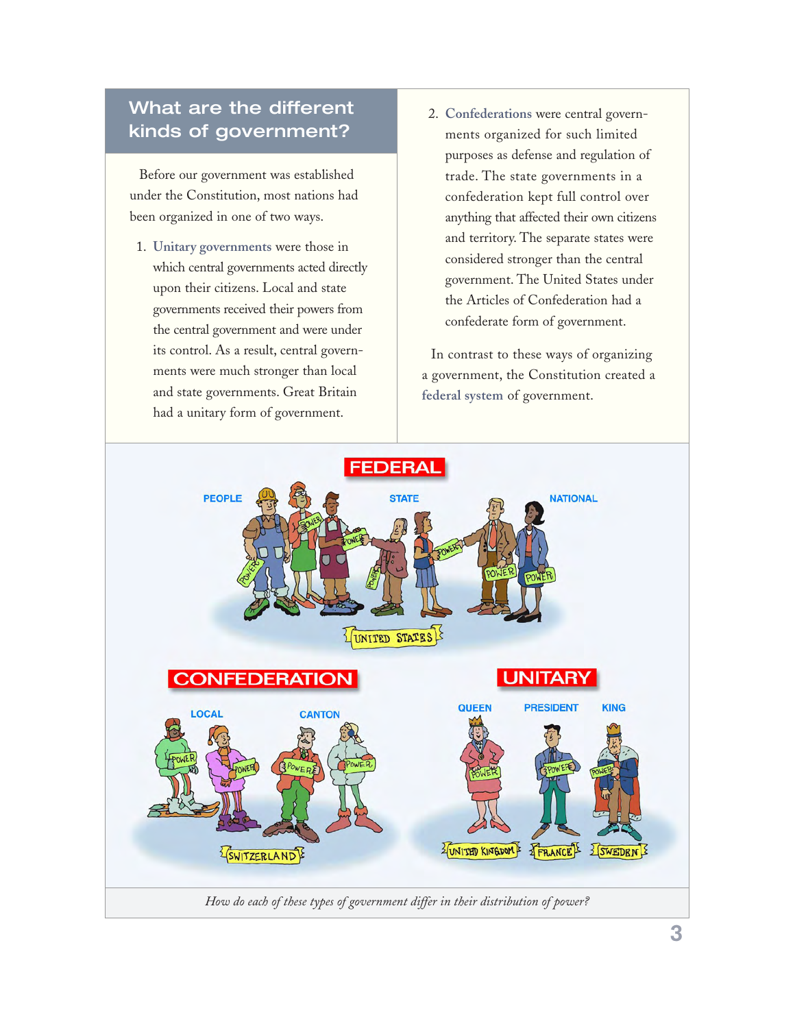## What are the different kinds of government?

Before our government was established under the Constitution, most nations had been organized in one of two ways.

1. **Unitary governments** were those in which central governments acted directly upon their citizens. Local and state governments received their powers from the central government and were under its control. As a result, central governments were much stronger than local and state governments. Great Britain had a unitary form of government.

2. **Confederations** were central governments organized for such limited purposes as defense and regulation of trade. The state governments in a confederation kept full control over anything that affected their own citizens and territory. The separate states were considered stronger than the central government. The United States under the Articles of Confederation had a confederate form of government.

In contrast to these ways of organizing a government, the Constitution created a **federal system** of government.

*How do each of these types of government differ in their distribution of power?*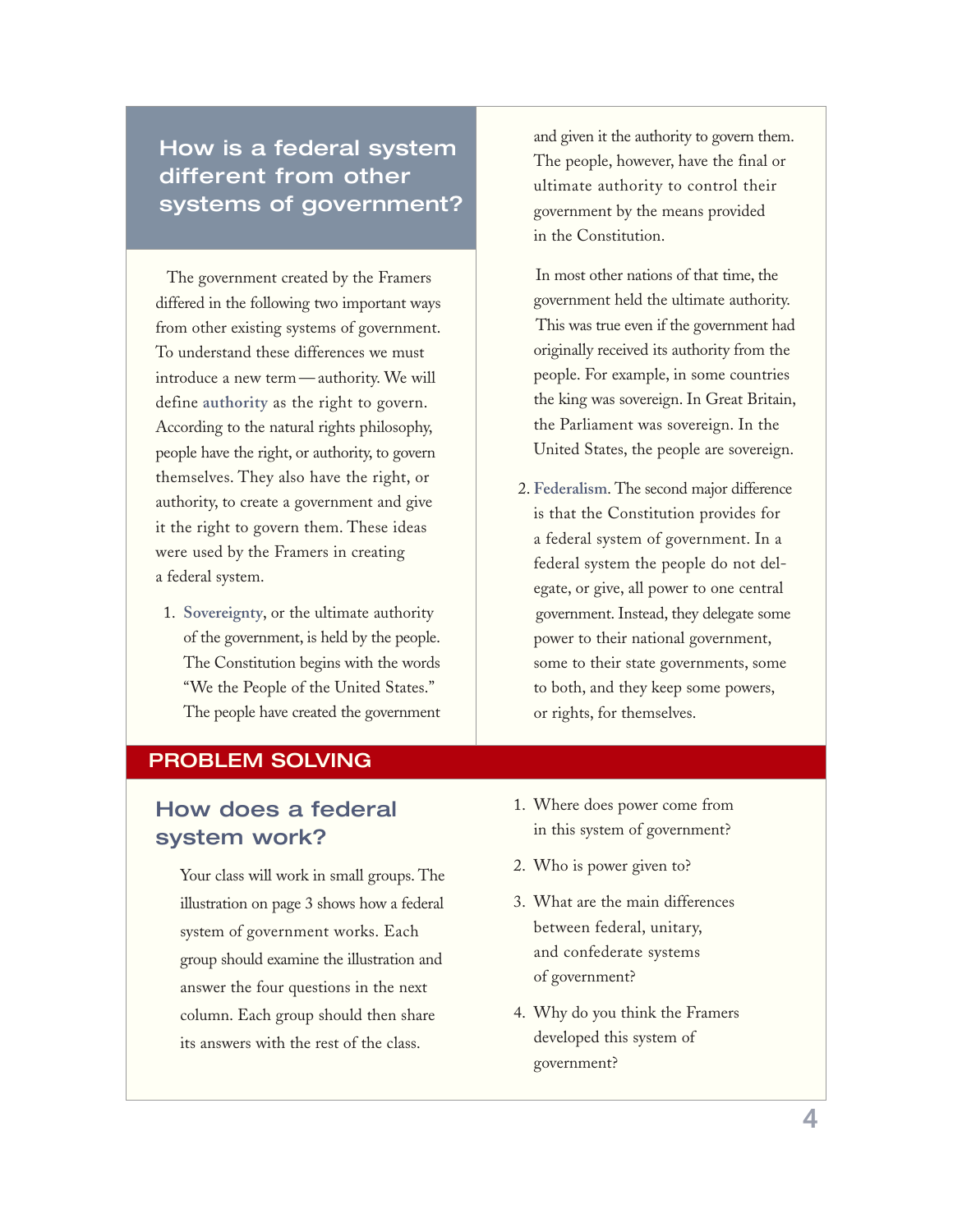## How is a federal system different from other systems of government?

The government created by the Framers differed in the following two important ways from other existing systems of government. To understand these differences we must introduce a new term—authority. We will define **authority** as the right to govern. According to the natural rights philosophy, people have the right, or authority, to govern themselves. They also have the right, or authority, to create a government and give it the right to govern them. These ideas were used by the Framers in creating a federal system.

1. **Sovereignty**, or the ultimate authority of the government, is held by the people. The Constitution begins with the words "We the People of the United States." The people have created the government and given it the authority to govern them. The people, however, have the final or ultimate authority to control their government by the means provided in the Constitution.

   In most other nations of that time, the government held the ultimate authority. This was true even if the government had originally received its authority from the people. For example, in some countries the king was sovereign. In Great Britain, the Parliament was sovereign. In the United States, the people are sovereign.

2. **Federalism**. The second major difference is that the Constitution provides for a federal system of government. In a federal system the people do not delegate, or give, all power to one central government. Instead, they delegate some power to their national government, some to their state governments, some to both, and they keep some powers, or rights, for themselves.

## PROBLEM SOLVING

### How does a federal system work?

Your class will work in small groups. The illustration on page 3 shows how a federal system of government works. Each group should examine the illustration and answer the four questions in the next column. Each group should then share its answers with the rest of the class.

1. Where does power come from in this system of government?
2. Who is power given to?
3. What are the main differences between federal, unitary, and confederate systems of government?
4. Why do you think the Framers developed this system of government?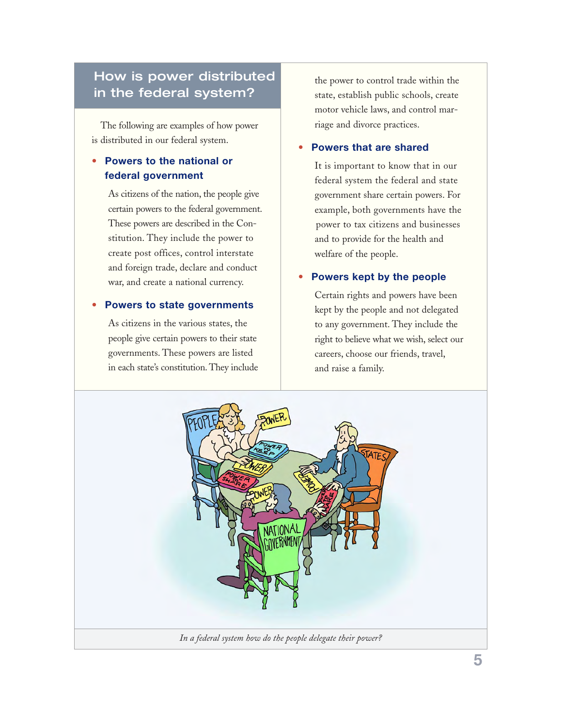## How is power distributed in the federal system?

The following are examples of how power is distributed in our federal system.

- **Powers to the national or federal government**

  As citizens of the nation, the people give certain powers to the federal government. These powers are described in the Constitution. They include the power to create post offices, control interstate and foreign trade, declare and conduct war, and create a national currency.

- **Powers to state governments**

  As citizens in the various states, the people give certain powers to their state governments. These powers are listed in each state's constitution. They include the power to control trade within the state, establish public schools, create motor vehicle laws, and control marriage and divorce practices.

- **Powers that are shared**

  It is important to know that in our federal system the federal and state government share certain powers. For example, both governments have the power to tax citizens and businesses and to provide for the health and welfare of the people.

- **Powers kept by the people**

  Certain rights and powers have been kept by the people and not delegated to any government. They include the right to believe what we wish, select our careers, choose our friends, travel, and raise a family.

*In a federal system how do the people delegate their power?*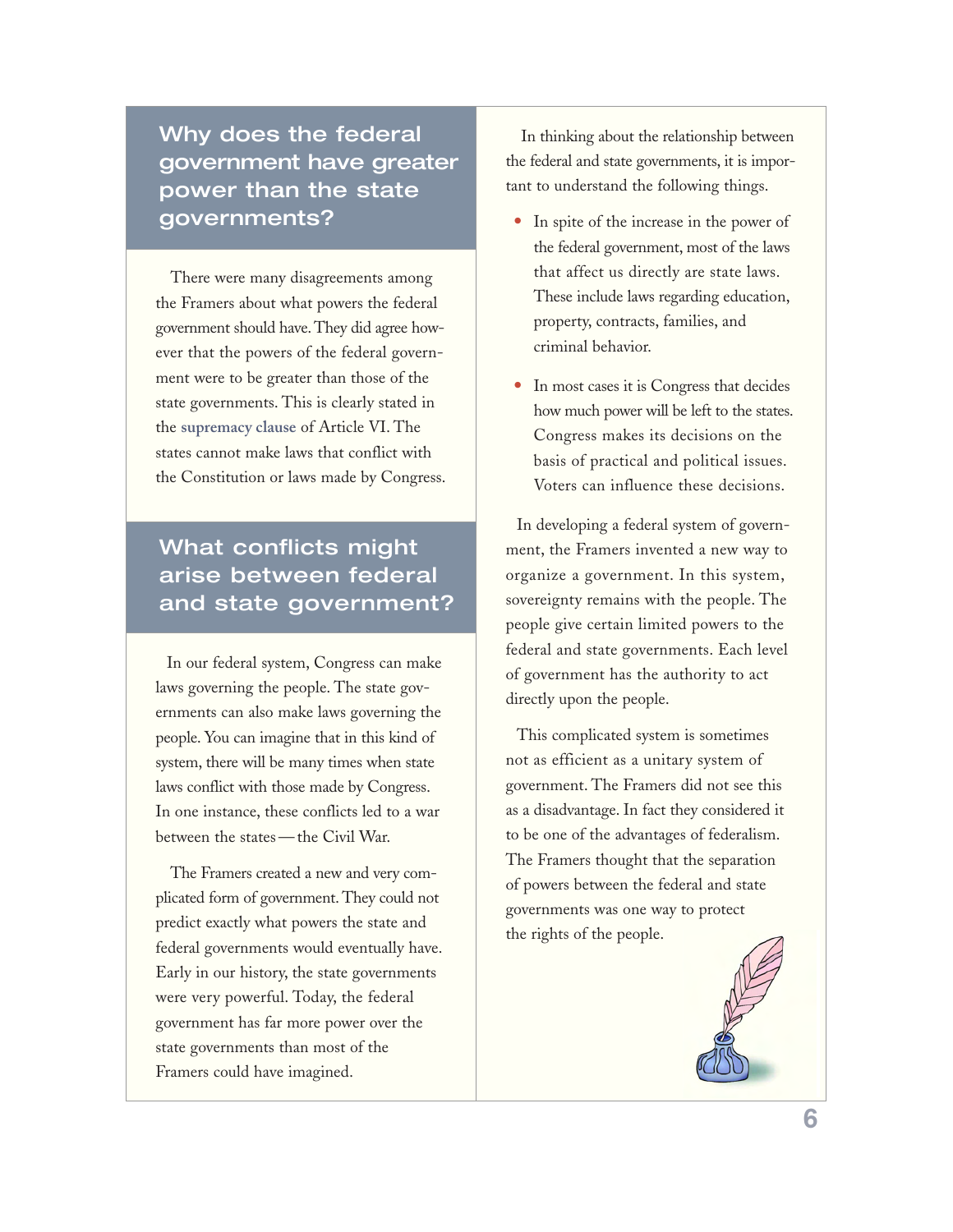## Why does the federal government have greater power than the state governments?

There were many disagreements among the Framers about what powers the federal government should have. They did agree however that the powers of the federal government were to be greater than those of the state governments. This is clearly stated in the **supremacy clause** of Article VI. The states cannot make laws that conflict with the Constitution or laws made by Congress.

## What conflicts might arise between federal and state government?

In our federal system, Congress can make laws governing the people. The state governments can also make laws governing the people. You can imagine that in this kind of system, there will be many times when state laws conflict with those made by Congress. In one instance, these conflicts led to a war between the states—the Civil War.

The Framers created a new and very complicated form of government. They could not predict exactly what powers the state and federal governments would eventually have. Early in our history, the state governments were very powerful. Today, the federal government has far more power over the state governments than most of the Framers could have imagined.

In thinking about the relationship between the federal and state governments, it is important to understand the following things.

- In spite of the increase in the power of the federal government, most of the laws that affect us directly are state laws. These include laws regarding education, property, contracts, families, and criminal behavior.
- In most cases it is Congress that decides how much power will be left to the states. Congress makes its decisions on the basis of practical and political issues. Voters can influence these decisions.

In developing a federal system of government, the Framers invented a new way to organize a government. In this system, sovereignty remains with the people. The people give certain limited powers to the federal and state governments. Each level of government has the authority to act directly upon the people.

This complicated system is sometimes not as efficient as a unitary system of government. The Framers did not see this as a disadvantage. In fact they considered it to be one of the advantages of federalism. The Framers thought that the separation of powers between the federal and state governments was one way to protect the rights of the people.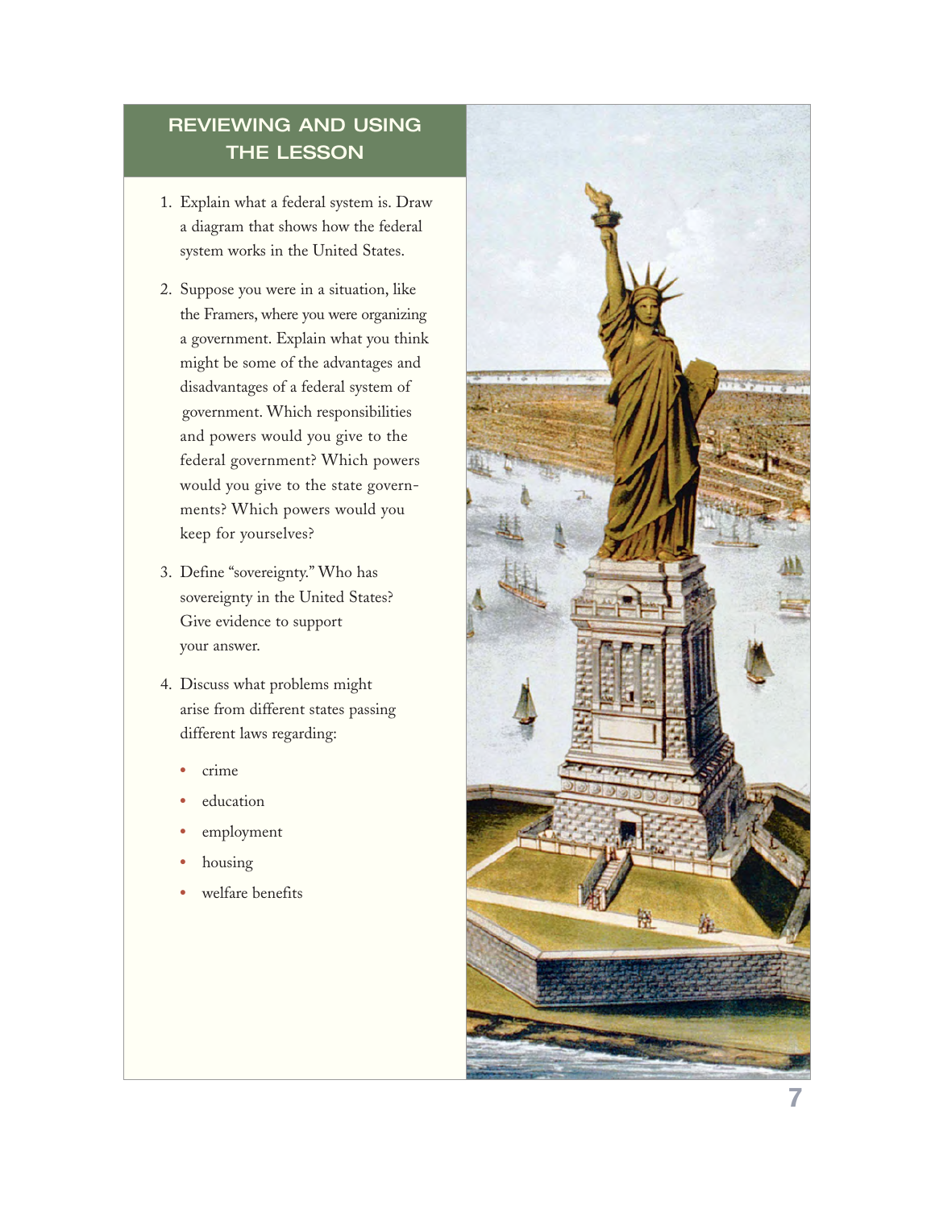## REVIEWING AND USING THE LESSON

1. Explain what a federal system is. Draw a diagram that shows how the federal system works in the United States.

2. Suppose you were in a situation, like the Framers, where you were organizing a government. Explain what you think might be some of the advantages and disadvantages of a federal system of government. Which responsibilities and powers would you give to the federal government? Which powers would you give to the state governments? Which powers would you keep for yourselves?

3. Define "sovereignty." Who has sovereignty in the United States? Give evidence to support your answer.

4. Discuss what problems might arise from different states passing different laws regarding:

   - crime
   - education
   - employment
   - housing
   - welfare benefits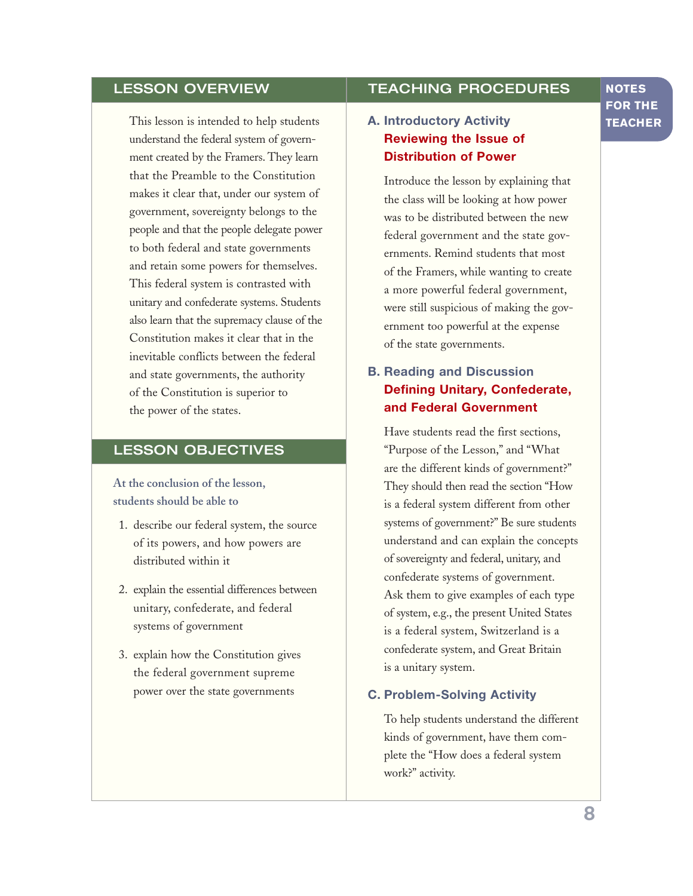## LESSON OVERVIEW

This lesson is intended to help students understand the federal system of government created by the Framers. They learn that the Preamble to the Constitution makes it clear that, under our system of government, sovereignty belongs to the people and that the people delegate power to both federal and state governments and retain some powers for themselves. This federal system is contrasted with unitary and confederate systems. Students also learn that the supremacy clause of the Constitution makes it clear that in the inevitable conflicts between the federal and state governments, the authority of the Constitution is superior to the power of the states.

## LESSON OBJECTIVES

**At the conclusion of the lesson, students should be able to**

1. describe our federal system, the source of its powers, and how powers are distributed within it
2. explain the essential differences between unitary, confederate, and federal systems of government
3. explain how the Constitution gives the federal government supreme power over the state governments

## TEACHING PROCEDURES

### A. Introductory Activity
### Reviewing the Issue of Distribution of Power

Introduce the lesson by explaining that the class will be looking at how power was to be distributed between the new federal government and the state governments. Remind students that most of the Framers, while wanting to create a more powerful federal government, were still suspicious of making the government too powerful at the expense of the state governments.

### B. Reading and Discussion
### Defining Unitary, Confederate, and Federal Government

Have students read the first sections, "Purpose of the Lesson," and "What are the different kinds of government?" They should then read the section "How is a federal system different from other systems of government?" Be sure students understand and can explain the concepts of sovereignty and federal, unitary, and confederate systems of government. Ask them to give examples of each type of system, e.g., the present United States is a federal system, Switzerland is a confederate system, and Great Britain is a unitary system.

### C. Problem-Solving Activity

To help students understand the different kinds of government, have them complete the "How does a federal system work?" activity.

**NOTES FOR THE TEACHER**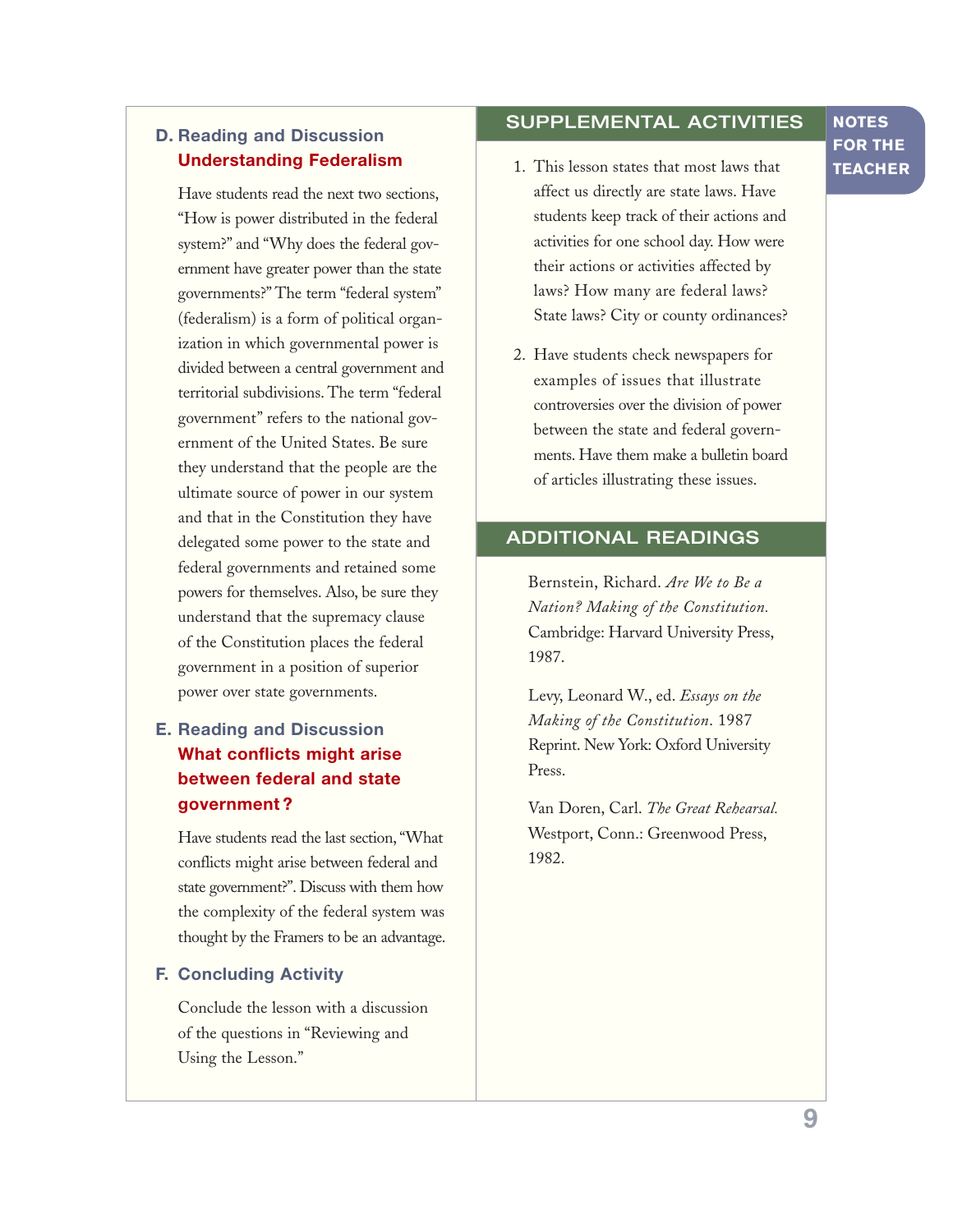### D. Reading and Discussion
**Understanding Federalism**

Have students read the next two sections, "How is power distributed in the federal system?" and "Why does the federal government have greater power than the state governments?" The term "federal system" (federalism) is a form of political organization in which governmental power is divided between a central government and territorial subdivisions. The term "federal government" refers to the national government of the United States. Be sure they understand that the people are the ultimate source of power in our system and that in the Constitution they have delegated some power to the state and federal governments and retained some powers for themselves. Also, be sure they understand that the supremacy clause of the Constitution places the federal government in a position of superior power over state governments.

### E. Reading and Discussion
**What conflicts might arise between federal and state government?**

Have students read the last section, "What conflicts might arise between federal and state government?". Discuss with them how the complexity of the federal system was thought by the Framers to be an advantage.

### F. Concluding Activity

Conclude the lesson with a discussion of the questions in "Reviewing and Using the Lesson."

## SUPPLEMENTAL ACTIVITIES

1. This lesson states that most laws that affect us directly are state laws. Have students keep track of their actions and activities for one school day. How were their actions or activities affected by laws? How many are federal laws? State laws? City or county ordinances?

2. Have students check newspapers for examples of issues that illustrate controversies over the division of power between the state and federal governments. Have them make a bulletin board of articles illustrating these issues.

## ADDITIONAL READINGS

Bernstein, Richard. *Are We to Be a Nation? Making of the Constitution.* Cambridge: Harvard University Press, 1987.

Levy, Leonard W., ed. *Essays on the Making of the Constitution.* 1987 Reprint. New York: Oxford University Press.

Van Doren, Carl. *The Great Rehearsal.* Westport, Conn.: Greenwood Press, 1982.

**NOTES FOR THE TEACHER**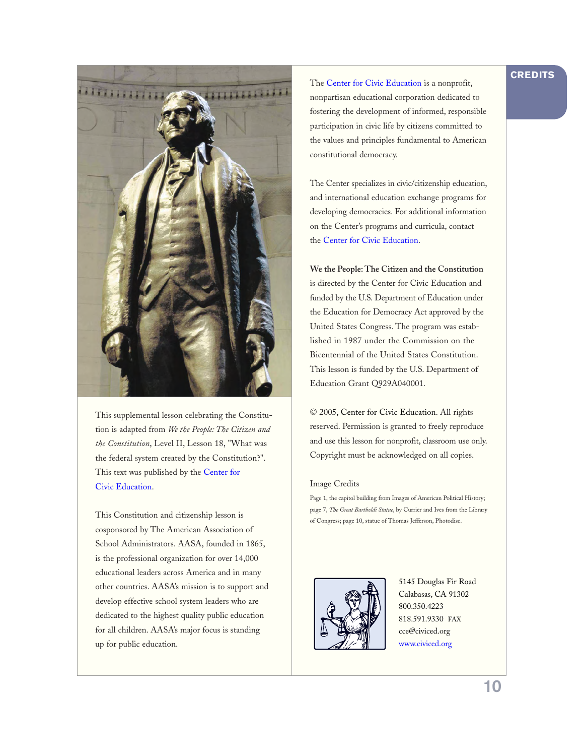## CREDITS

This supplemental lesson celebrating the Constitution is adapted from *We the People: The Citizen and the Constitution*, Level II, Lesson 18, "What was the federal system created by the Constitution?". This text was published by the Center for Civic Education.

This Constitution and citizenship lesson is cosponsored by The American Association of School Administrators. AASA, founded in 1865, is the professional organization for over 14,000 educational leaders across America and in many other countries. AASA's mission is to support and develop effective school system leaders who are dedicated to the highest quality public education for all children. AASA's major focus is standing up for public education.

The Center for Civic Education is a nonprofit, nonpartisan educational corporation dedicated to fostering the development of informed, responsible participation in civic life by citizens committed to the values and principles fundamental to American constitutional democracy.

The Center specializes in civic/citizenship education, and international education exchange programs for developing democracies. For additional information on the Center's programs and curricula, contact the Center for Civic Education.

**We the People: The Citizen and the Constitution** is directed by the Center for Civic Education and funded by the U.S. Department of Education under the Education for Democracy Act approved by the United States Congress. The program was established in 1987 under the Commission on the Bicentennial of the United States Constitution. This lesson is funded by the U.S. Department of Education Grant Q929A040001.

© 2005, Center for Civic Education. All rights reserved. Permission is granted to freely reproduce and use this lesson for nonprofit, classroom use only. Copyright must be acknowledged on all copies.

Image Credits

Page 1, the capitol building from Images of American Political History; page 7, *The Great Bartholdi Statue*, by Currier and Ives from the Library of Congress; page 10, statue of Thomas Jefferson, Photodisc.

5145 Douglas Fir Road
Calabasas, CA 91302
800.350.4223
818.591.9330 FAX
cce@civiced.org
www.civiced.org